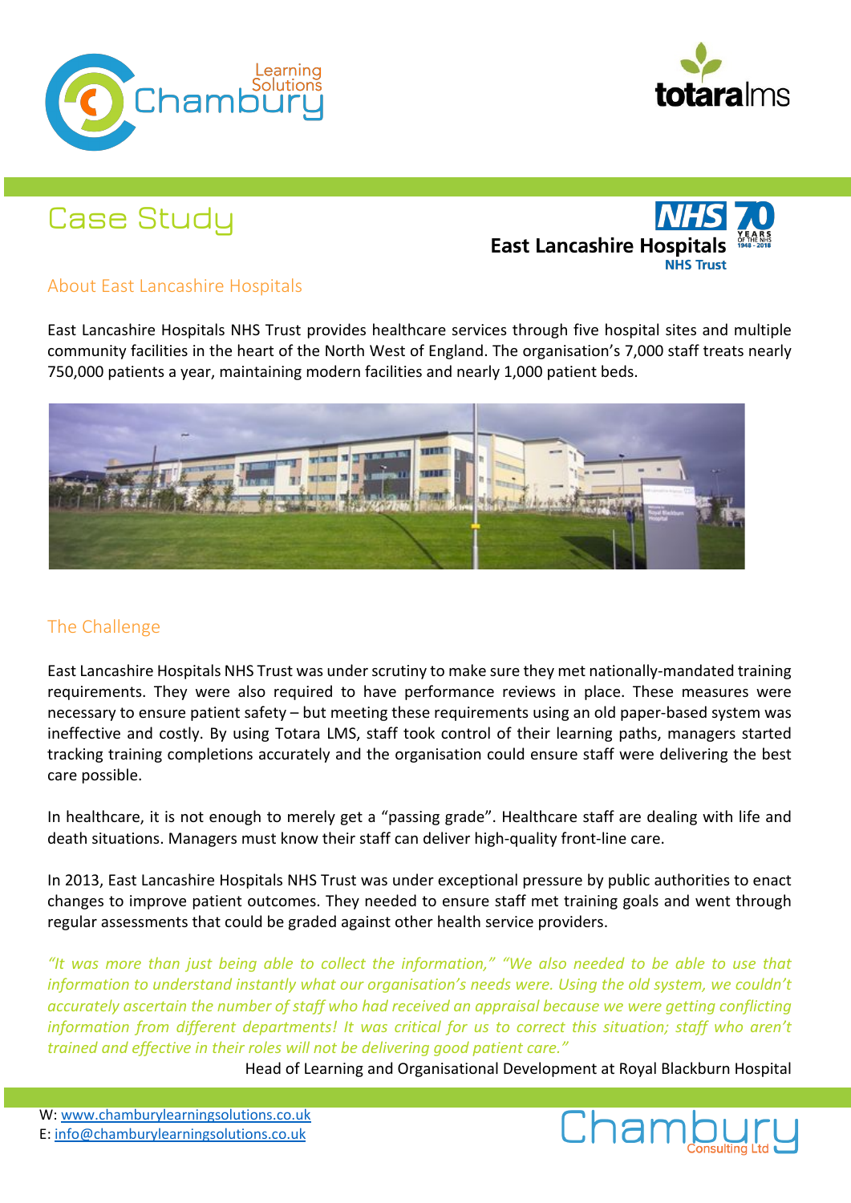# Case Study

East Lancashire Hospitals NHS Trust

## About East Lancashire Hospitals

East Lancashire Hospitals NHS Trust provides healthcare services through five hospital sites and multiple community facilities in the heart of the North West of England. The organisation's 7,000 staff treats nearly 750,000 patients a year, maintaining modern facilities and nearly 1,000 patient beds.

## The Challenge

East Lancashire Hospitals NHS Trust was under scrutiny to make sure they met nationally-mandated training requirements. They were also required to have performance reviews in place. These measures were necessary to ensure patient safety – but meeting these requirements using an old paper-based system was ineffective and costly. By using Totara LMS, staff took control of their learning paths, managers started tracking training completions accurately and the organisation could ensure staff were delivering the best care possible.

In healthcare, it is not enough to merely get a "passing grade". Healthcare staff are dealing with life and death situations. Managers must know their staff can deliver high-quality front-line care.

In 2013, East Lancashire Hospitals NHS Trust was under exceptional pressure by public authorities to enact changes to improve patient outcomes. They needed to ensure staff met training goals and went through regular assessments that could be graded against other health service providers.

*"It was more than just being able to collect the information," "We also needed to be able to use that information to understand instantly what our organisation's needs were. Using the old system, we couldn't accurately ascertain the number of staff who had received an appraisal because we were getting conflicting information from different departments! It was critical for us to correct this situation; staff who aren't trained and effective in their roles will not be delivering good patient care."*

Head of Learning and Organisational Development at Royal Blackburn Hospital

W: www.chamburylearningsolutions.co.uk
E: info@chamburylearningsolutions.co.uk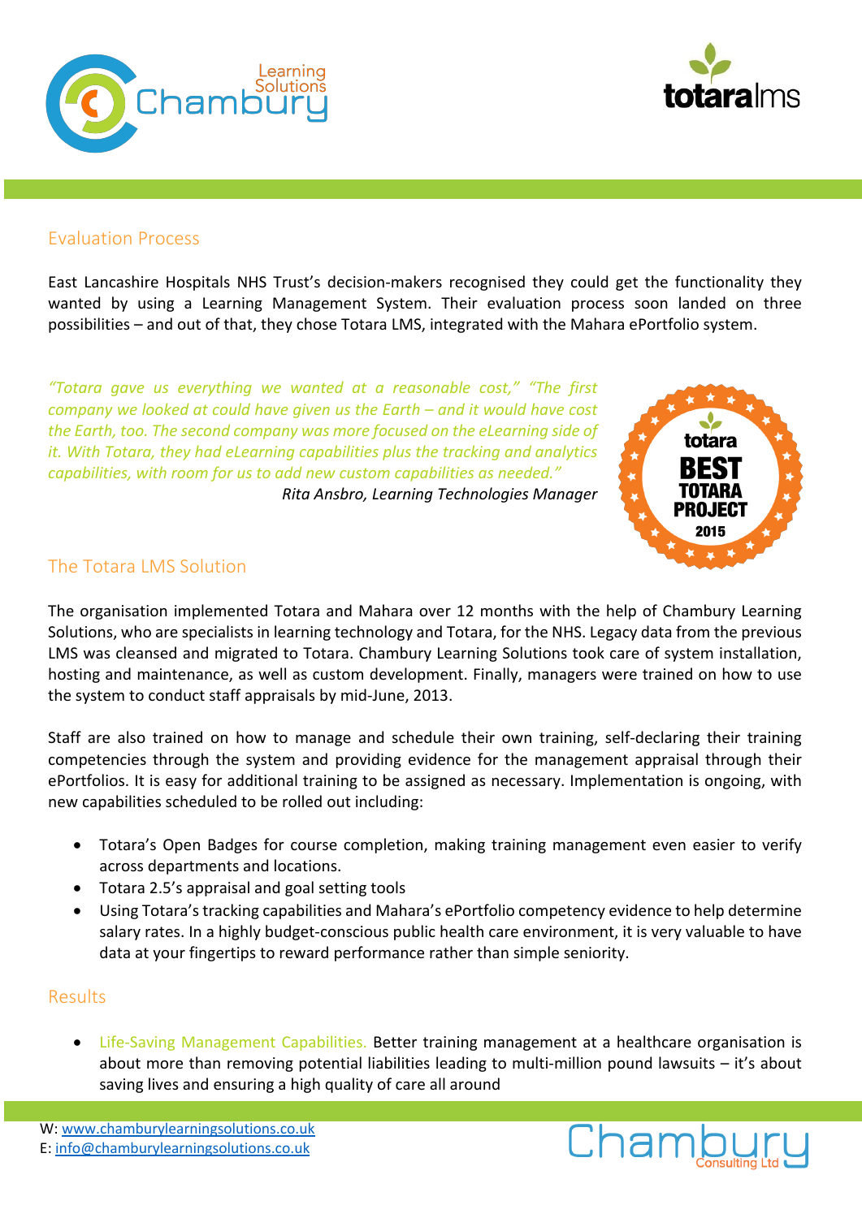## Evaluation Process

East Lancashire Hospitals NHS Trust's decision-makers recognised they could get the functionality they wanted by using a Learning Management System. Their evaluation process soon landed on three possibilities – and out of that, they chose Totara LMS, integrated with the Mahara ePortfolio system.

*"Totara gave us everything we wanted at a reasonable cost," "The first company we looked at could have given us the Earth – and it would have cost the Earth, too. The second company was more focused on the eLearning side of it. With Totara, they had eLearning capabilities plus the tracking and analytics capabilities, with room for us to add new custom capabilities as needed."*

*Rita Ansbro, Learning Technologies Manager*

totara BEST TOTARA PROJECT 2015

## The Totara LMS Solution

The organisation implemented Totara and Mahara over 12 months with the help of Chambury Learning Solutions, who are specialists in learning technology and Totara, for the NHS. Legacy data from the previous LMS was cleansed and migrated to Totara. Chambury Learning Solutions took care of system installation, hosting and maintenance, as well as custom development. Finally, managers were trained on how to use the system to conduct staff appraisals by mid-June, 2013.

Staff are also trained on how to manage and schedule their own training, self-declaring their training competencies through the system and providing evidence for the management appraisal through their ePortfolios. It is easy for additional training to be assigned as necessary. Implementation is ongoing, with new capabilities scheduled to be rolled out including:

- Totara's Open Badges for course completion, making training management even easier to verify across departments and locations.
- Totara 2.5's appraisal and goal setting tools
- Using Totara's tracking capabilities and Mahara's ePortfolio competency evidence to help determine salary rates. In a highly budget-conscious public health care environment, it is very valuable to have data at your fingertips to reward performance rather than simple seniority.

## Results

- Life-Saving Management Capabilities. Better training management at a healthcare organisation is about more than removing potential liabilities leading to multi-million pound lawsuits – it's about saving lives and ensuring a high quality of care all around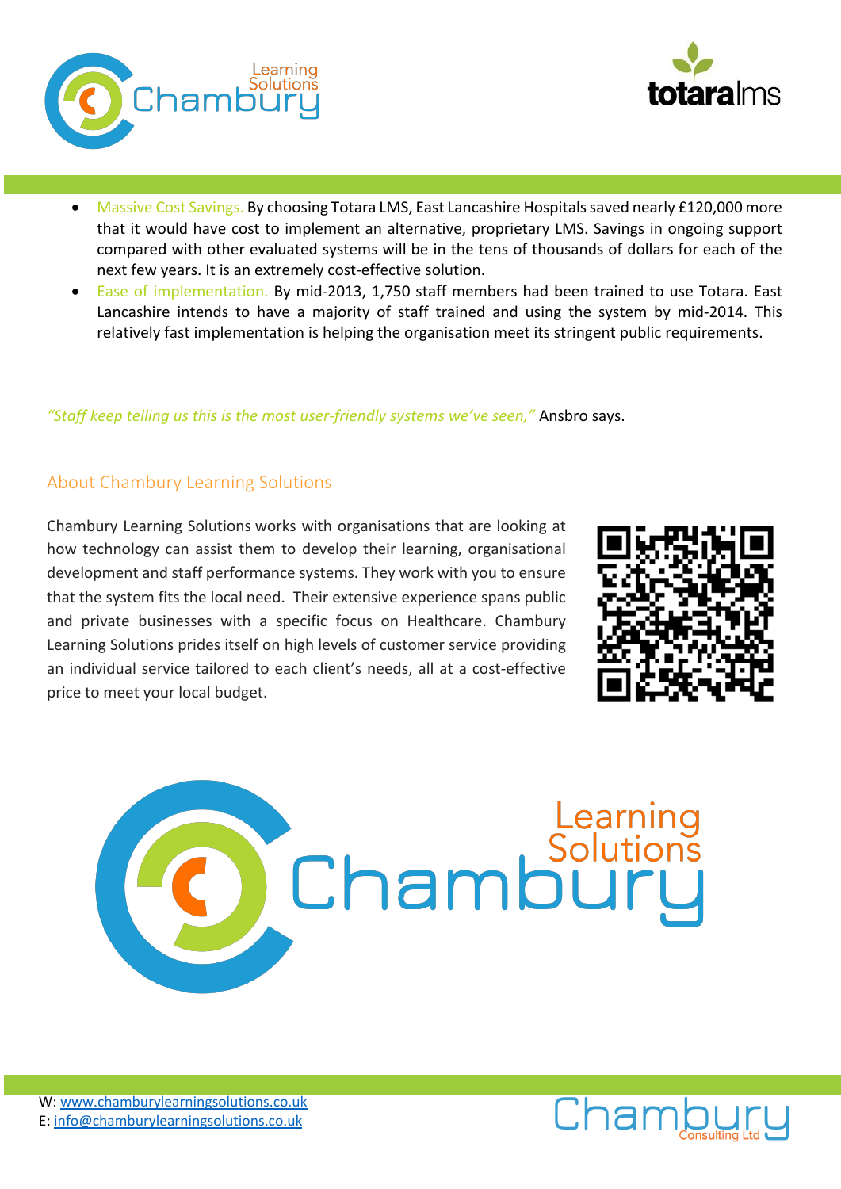- Massive Cost Savings. By choosing Totara LMS, East Lancashire Hospitals saved nearly £120,000 more that it would have cost to implement an alternative, proprietary LMS. Savings in ongoing support compared with other evaluated systems will be in the tens of thousands of dollars for each of the next few years. It is an extremely cost-effective solution.
- Ease of implementation. By mid-2013, 1,750 staff members had been trained to use Totara. East Lancashire intends to have a majority of staff trained and using the system by mid-2014. This relatively fast implementation is helping the organisation meet its stringent public requirements.

*"Staff keep telling us this is the most user-friendly systems we've seen,"* Ansbro says.

## About Chambury Learning Solutions

Chambury Learning Solutions works with organisations that are looking at how technology can assist them to develop their learning, organisational development and staff performance systems. They work with you to ensure that the system fits the local need. Their extensive experience spans public and private businesses with a specific focus on Healthcare. Chambury Learning Solutions prides itself on high levels of customer service providing an individual service tailored to each client's needs, all at a cost-effective price to meet your local budget.

W: www.chamburylearningsolutions.co.uk
E: info@chamburylearningsolutions.co.uk